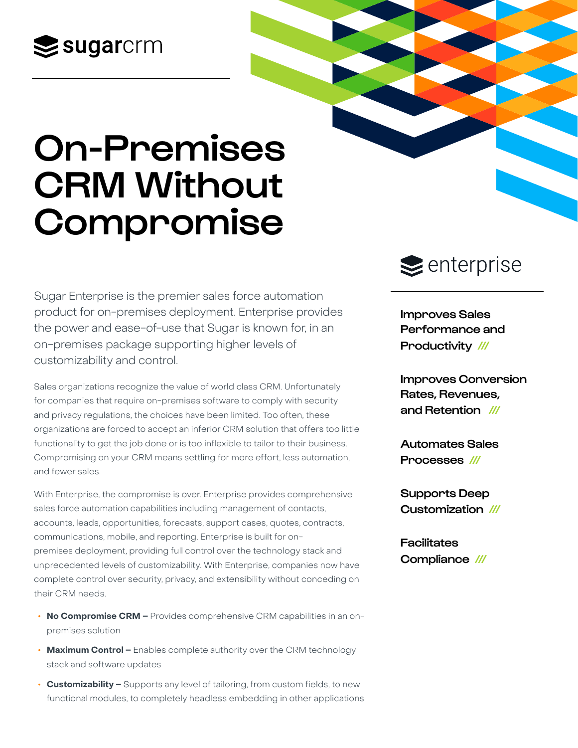sugarcrm

# On-Premises CRM Without Compromise

Sugar Enterprise is the premier sales force automation product for on-premises deployment. Enterprise provides the power and ease-of-use that Sugar is known for, in an on-premises package supporting higher levels of customizability and control.

Sales organizations recognize the value of world class CRM. Unfortunately for companies that require on-premises software to comply with security and privacy regulations, the choices have been limited. Too often, these organizations are forced to accept an inferior CRM solution that offers too little functionality to get the job done or is too inflexible to tailor to their business. Compromising on your CRM means settling for more effort, less automation, and fewer sales.

With Enterprise, the compromise is over. Enterprise provides comprehensive sales force automation capabilities including management of contacts, accounts, leads, opportunities, forecasts, support cases, quotes, contracts, communications, mobile, and reporting. Enterprise is built for on-premises deployment, providing full control over the technology stack and unprecedented levels of customizability. With Enterprise, companies now have complete control over security, privacy, and extensibility without conceding on their CRM needs.

- **No Compromise CRM –** Provides comprehensive CRM capabilities in an on-premises solution
- **Maximum Control –** Enables complete authority over the CRM technology stack and software updates
- **Customizability –** Supports any level of tailoring, from custom fields, to new functional modules, to completely headless embedding in other applications

enterprise

**Improves Sales Performance and Productivity ///**

**Improves Conversion Rates, Revenues, and Retention ///**

**Automates Sales Processes ///**

**Supports Deep Customization ///**

**Facilitates Compliance ///**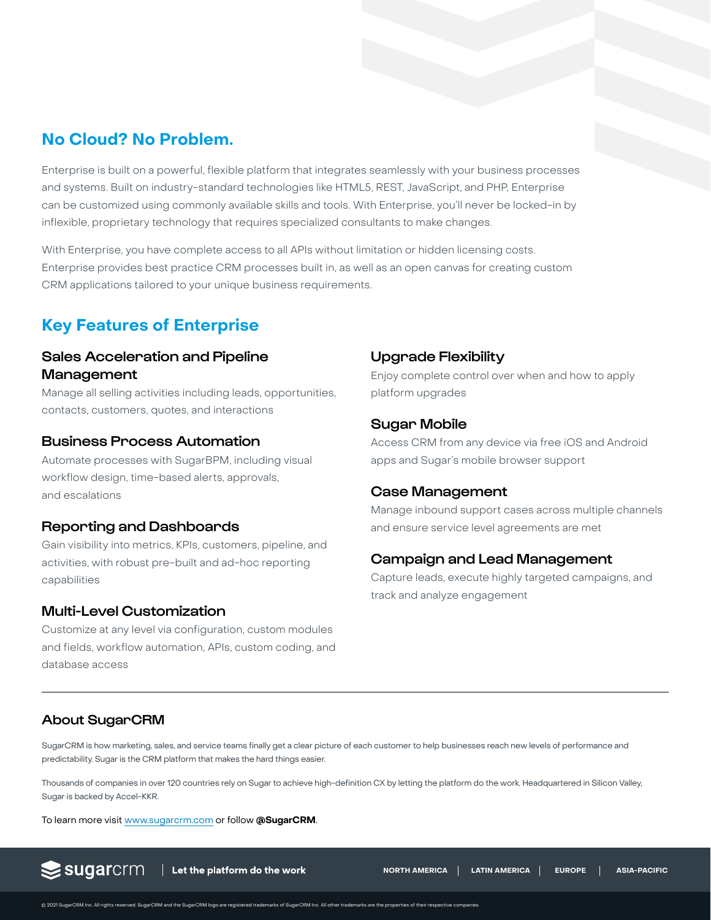## No Cloud? No Problem.

Enterprise is built on a powerful, flexible platform that integrates seamlessly with your business processes and systems. Built on industry-standard technologies like HTML5, REST, JavaScript, and PHP, Enterprise can be customized using commonly available skills and tools. With Enterprise, you'll never be locked-in by inflexible, proprietary technology that requires specialized consultants to make changes.

With Enterprise, you have complete access to all APIs without limitation or hidden licensing costs. Enterprise provides best practice CRM processes built in, as well as an open canvas for creating custom CRM applications tailored to your unique business requirements.

## Key Features of Enterprise

### Sales Acceleration and Pipeline Management

Manage all selling activities including leads, opportunities, contacts, customers, quotes, and interactions

### Business Process Automation

Automate processes with SugarBPM, including visual workflow design, time-based alerts, approvals, and escalations

### Reporting and Dashboards

Gain visibility into metrics, KPIs, customers, pipeline, and activities, with robust pre-built and ad-hoc reporting capabilities

### Multi-Level Customization

Customize at any level via configuration, custom modules and fields, workflow automation, APIs, custom coding, and database access

### Upgrade Flexibility

Enjoy complete control over when and how to apply platform upgrades

### Sugar Mobile

Access CRM from any device via free iOS and Android apps and Sugar's mobile browser support

### Case Management

Manage inbound support cases across multiple channels and ensure service level agreements are met

### Campaign and Lead Management

Capture leads, execute highly targeted campaigns, and track and analyze engagement

---

### About SugarCRM

SugarCRM is how marketing, sales, and service teams finally get a clear picture of each customer to help businesses reach new levels of performance and predictability. Sugar is the CRM platform that makes the hard things easier.

Thousands of companies in over 120 countries rely on Sugar to achieve high-definition CX by letting the platform do the work. Headquartered in Silicon Valley, Sugar is backed by Accel-KKR.

To learn more visit www.sugarcrm.com or follow **@SugarCRM**.

sugarcrm | **Let the platform do the work**

**NORTH AMERICA** | **LATIN AMERICA** | **EUROPE** | **ASIA-PACIFIC**

© 2021 SugarCRM Inc. All rights reserved. SugarCRM and the SugarCRM logo are registered trademarks of SugarCRM Inc. All other trademarks are the properties of their respective companies.